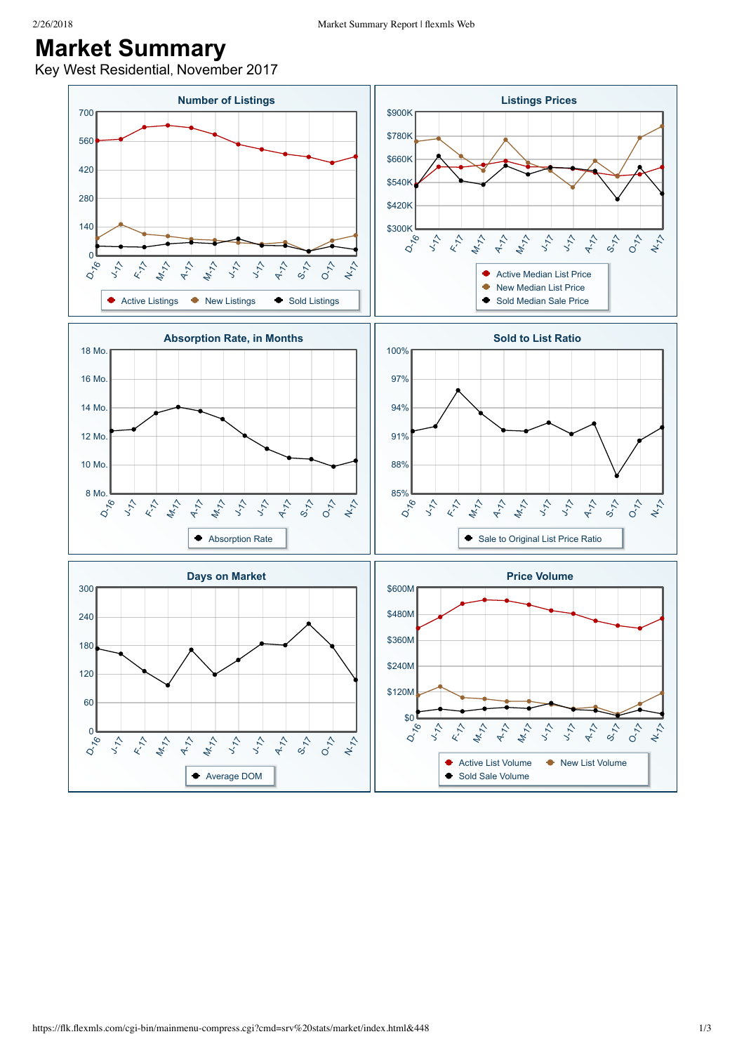# Market Summary

Key West Residential, November 2017

## Number of Listings

700, 560, 420, 280, 140, 0

D-16, J-17, F-17, M-17, A-17, M-17, J-17, J-17, A-17, S-17, O-17, N-17

Active Listings · New Listings · Sold Listings

## Listings Prices

$900K, $780K, $660K, $540K, $420K, $300K

D-16, J-17, F-17, M-17, A-17, M-17, J-17, J-17, A-17, S-17, O-17, N-17

Active Median List Price · New Median List Price · Sold Median Sale Price

## Absorption Rate, in Months

18 Mo., 16 Mo., 14 Mo., 12 Mo., 10 Mo., 8 Mo.

D-16, J-17, F-17, M-17, A-17, M-17, J-17, J-17, A-17, S-17, O-17, N-17

Absorption Rate

## Sold to List Ratio

100%, 97%, 94%, 91%, 88%, 85%

D-16, J-17, F-17, M-17, A-17, M-17, J-17, J-17, A-17, S-17, O-17, N-17

Sale to Original List Price Ratio

## Days on Market

300, 240, 180, 120, 60, 0

D-16, J-17, F-17, M-17, A-17, M-17, J-17, J-17, A-17, S-17, O-17, N-17

Average DOM

## Price Volume

$600M, $480M, $360M, $240M, $120M, $0

D-16, J-17, F-17, M-17, A-17, M-17, J-17, J-17, A-17, S-17, O-17, N-17

Active List Volume · New List Volume · Sold Sale Volume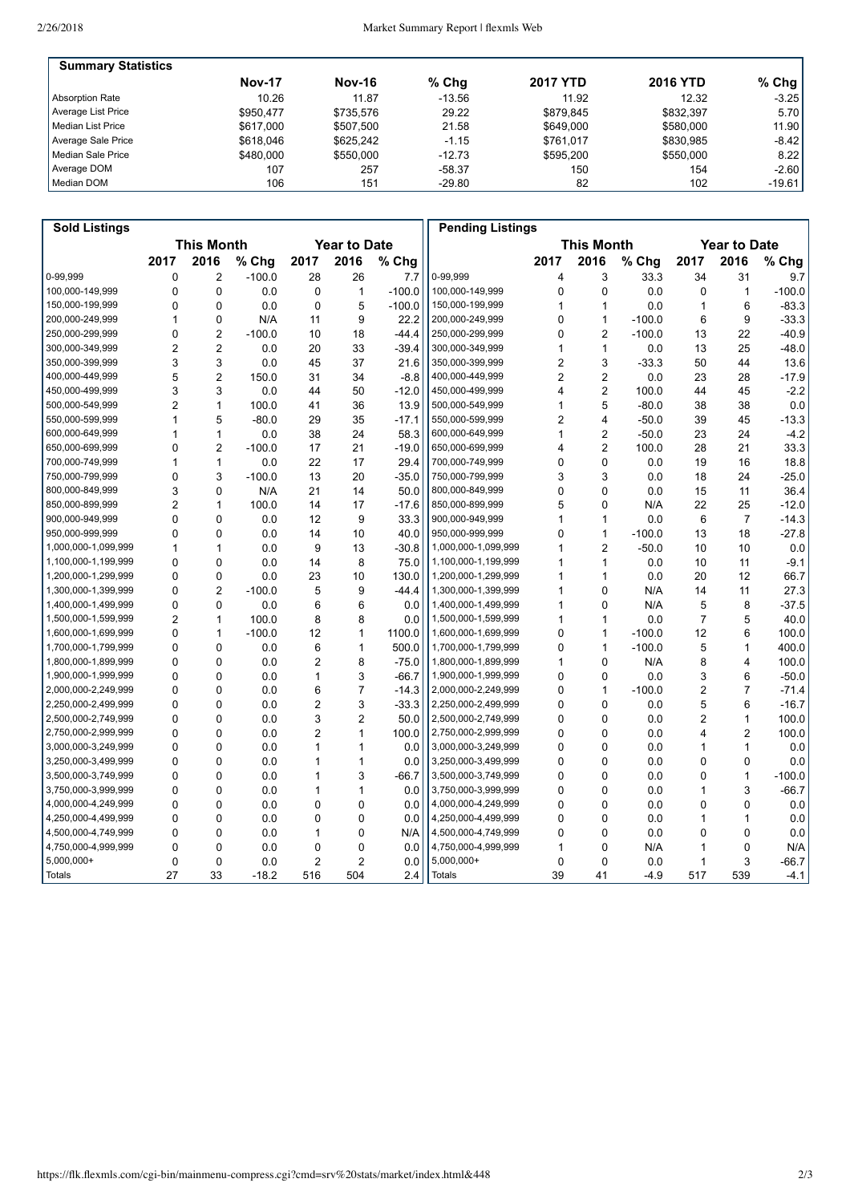## Summary Statistics

| | Nov-17 | Nov-16 | % Chg | 2017 YTD | 2016 YTD | % Chg |
|---|---|---|---|---|---|---|
| Absorption Rate | 10.26 | 11.87 | -13.56 | 11.92 | 12.32 | -3.25 |
| Average List Price | $950,477 | $735,576 | 29.22 | $879,845 | $832,397 | 5.70 |
| Median List Price | $617,000 | $507,500 | 21.58 | $649,000 | $580,000 | 11.90 |
| Average Sale Price | $618,046 | $625,242 | -1.15 | $761,017 | $830,985 | -8.42 |
| Median Sale Price | $480,000 | $550,000 | -12.73 | $595,200 | $550,000 | 8.22 |
| Average DOM | 107 | 257 | -58.37 | 150 | 154 | -2.60 |
| Median DOM | 106 | 151 | -29.80 | 82 | 102 | -19.61 |

## Sold Listings

| | This Month | | | Year to Date | | |
|---|---|---|---|---|---|---|
| | 2017 | 2016 | % Chg | 2017 | 2016 | % Chg |
| 0-99,999 | 0 | 2 | -100.0 | 28 | 26 | 7.7 |
| 100,000-149,999 | 0 | 0 | 0.0 | 0 | 1 | -100.0 |
| 150,000-199,999 | 0 | 0 | 0.0 | 0 | 5 | -100.0 |
| 200,000-249,999 | 1 | 0 | N/A | 11 | 9 | 22.2 |
| 250,000-299,999 | 0 | 2 | -100.0 | 10 | 18 | -44.4 |
| 300,000-349,999 | 2 | 2 | 0.0 | 20 | 33 | -39.4 |
| 350,000-399,999 | 3 | 3 | 0.0 | 45 | 37 | 21.6 |
| 400,000-449,999 | 5 | 2 | 150.0 | 31 | 34 | -8.8 |
| 450,000-499,999 | 3 | 3 | 0.0 | 44 | 50 | -12.0 |
| 500,000-549,999 | 2 | 1 | 100.0 | 41 | 36 | 13.9 |
| 550,000-599,999 | 1 | 5 | -80.0 | 29 | 35 | -17.1 |
| 600,000-649,999 | 1 | 1 | 0.0 | 38 | 24 | 58.3 |
| 650,000-699,999 | 0 | 2 | -100.0 | 17 | 21 | -19.0 |
| 700,000-749,999 | 1 | 1 | 0.0 | 22 | 17 | 29.4 |
| 750,000-799,999 | 0 | 3 | -100.0 | 13 | 20 | -35.0 |
| 800,000-849,999 | 3 | 0 | N/A | 21 | 14 | 50.0 |
| 850,000-899,999 | 2 | 1 | 100.0 | 14 | 17 | -17.6 |
| 900,000-949,999 | 0 | 0 | 0.0 | 12 | 9 | 33.3 |
| 950,000-999,999 | 0 | 0 | 0.0 | 14 | 10 | 40.0 |
| 1,000,000-1,099,999 | 1 | 1 | 0.0 | 9 | 13 | -30.8 |
| 1,100,000-1,199,999 | 0 | 0 | 0.0 | 14 | 8 | 75.0 |
| 1,200,000-1,299,999 | 0 | 0 | 0.0 | 23 | 10 | 130.0 |
| 1,300,000-1,399,999 | 0 | 2 | -100.0 | 5 | 9 | -44.4 |
| 1,400,000-1,499,999 | 0 | 0 | 0.0 | 6 | 6 | 0.0 |
| 1,500,000-1,599,999 | 2 | 1 | 100.0 | 8 | 8 | 0.0 |
| 1,600,000-1,699,999 | 0 | 1 | -100.0 | 12 | 1 | 1100.0 |
| 1,700,000-1,799,999 | 0 | 0 | 0.0 | 6 | 1 | 500.0 |
| 1,800,000-1,899,999 | 0 | 0 | 0.0 | 2 | 8 | -75.0 |
| 1,900,000-1,999,999 | 0 | 0 | 0.0 | 1 | 3 | -66.7 |
| 2,000,000-2,249,999 | 0 | 0 | 0.0 | 6 | 7 | -14.3 |
| 2,250,000-2,499,999 | 0 | 0 | 0.0 | 2 | 3 | -33.3 |
| 2,500,000-2,749,999 | 0 | 0 | 0.0 | 3 | 2 | 50.0 |
| 2,750,000-2,999,999 | 0 | 0 | 0.0 | 2 | 1 | 100.0 |
| 3,000,000-3,249,999 | 0 | 0 | 0.0 | 1 | 1 | 0.0 |
| 3,250,000-3,499,999 | 0 | 0 | 0.0 | 1 | 1 | 0.0 |
| 3,500,000-3,749,999 | 0 | 0 | 0.0 | 1 | 3 | -66.7 |
| 3,750,000-3,999,999 | 0 | 0 | 0.0 | 1 | 1 | 0.0 |
| 4,000,000-4,249,999 | 0 | 0 | 0.0 | 0 | 0 | 0.0 |
| 4,250,000-4,499,999 | 0 | 0 | 0.0 | 0 | 0 | 0.0 |
| 4,500,000-4,749,999 | 0 | 0 | 0.0 | 1 | 0 | N/A |
| 4,750,000-4,999,999 | 0 | 0 | 0.0 | 0 | 0 | 0.0 |
| 5,000,000+ | 0 | 0 | 0.0 | 2 | 2 | 0.0 |
| Totals | 27 | 33 | -18.2 | 516 | 504 | 2.4 |

## Pending Listings

| | This Month | | | Year to Date | | |
|---|---|---|---|---|---|---|
| | 2017 | 2016 | % Chg | 2017 | 2016 | % Chg |
| 0-99,999 | 4 | 3 | 33.3 | 34 | 31 | 9.7 |
| 100,000-149,999 | 0 | 0 | 0.0 | 0 | 1 | -100.0 |
| 150,000-199,999 | 1 | 1 | 0.0 | 1 | 6 | -83.3 |
| 200,000-249,999 | 0 | 1 | -100.0 | 6 | 9 | -33.3 |
| 250,000-299,999 | 0 | 2 | -100.0 | 13 | 22 | -40.9 |
| 300,000-349,999 | 1 | 1 | 0.0 | 13 | 25 | -48.0 |
| 350,000-399,999 | 2 | 3 | -33.3 | 50 | 44 | 13.6 |
| 400,000-449,999 | 2 | 2 | 0.0 | 23 | 28 | -17.9 |
| 450,000-499,999 | 4 | 2 | 100.0 | 44 | 45 | -2.2 |
| 500,000-549,999 | 1 | 5 | -80.0 | 38 | 38 | 0.0 |
| 550,000-599,999 | 2 | 4 | -50.0 | 39 | 45 | -13.3 |
| 600,000-649,999 | 1 | 2 | -50.0 | 23 | 24 | -4.2 |
| 650,000-699,999 | 4 | 2 | 100.0 | 28 | 21 | 33.3 |
| 700,000-749,999 | 0 | 0 | 0.0 | 19 | 16 | 18.8 |
| 750,000-799,999 | 3 | 3 | 0.0 | 18 | 24 | -25.0 |
| 800,000-849,999 | 0 | 0 | 0.0 | 15 | 11 | 36.4 |
| 850,000-899,999 | 5 | 0 | N/A | 22 | 25 | -12.0 |
| 900,000-949,999 | 1 | 1 | 0.0 | 6 | 7 | -14.3 |
| 950,000-999,999 | 0 | 1 | -100.0 | 13 | 18 | -27.8 |
| 1,000,000-1,099,999 | 1 | 2 | -50.0 | 10 | 10 | 0.0 |
| 1,100,000-1,199,999 | 1 | 1 | 0.0 | 10 | 11 | -9.1 |
| 1,200,000-1,299,999 | 1 | 1 | 0.0 | 20 | 12 | 66.7 |
| 1,300,000-1,399,999 | 1 | 0 | N/A | 14 | 11 | 27.3 |
| 1,400,000-1,499,999 | 1 | 0 | N/A | 5 | 8 | -37.5 |
| 1,500,000-1,599,999 | 1 | 1 | 0.0 | 7 | 5 | 40.0 |
| 1,600,000-1,699,999 | 0 | 1 | -100.0 | 12 | 6 | 100.0 |
| 1,700,000-1,799,999 | 0 | 1 | -100.0 | 5 | 1 | 400.0 |
| 1,800,000-1,899,999 | 1 | 0 | N/A | 8 | 4 | 100.0 |
| 1,900,000-1,999,999 | 0 | 0 | 0.0 | 3 | 6 | -50.0 |
| 2,000,000-2,249,999 | 0 | 1 | -100.0 | 2 | 7 | -71.4 |
| 2,250,000-2,499,999 | 0 | 0 | 0.0 | 5 | 6 | -16.7 |
| 2,500,000-2,749,999 | 0 | 0 | 0.0 | 2 | 1 | 100.0 |
| 2,750,000-2,999,999 | 0 | 0 | 0.0 | 4 | 2 | 100.0 |
| 3,000,000-3,249,999 | 0 | 0 | 0.0 | 1 | 1 | 0.0 |
| 3,250,000-3,499,999 | 0 | 0 | 0.0 | 0 | 0 | 0.0 |
| 3,500,000-3,749,999 | 0 | 0 | 0.0 | 0 | 1 | -100.0 |
| 3,750,000-3,999,999 | 0 | 0 | 0.0 | 1 | 3 | -66.7 |
| 4,000,000-4,249,999 | 0 | 0 | 0.0 | 0 | 0 | 0.0 |
| 4,250,000-4,499,999 | 0 | 0 | 0.0 | 1 | 1 | 0.0 |
| 4,500,000-4,749,999 | 0 | 0 | 0.0 | 0 | 0 | 0.0 |
| 4,750,000-4,999,999 | 1 | 0 | N/A | 1 | 0 | N/A |
| 5,000,000+ | 0 | 0 | 0.0 | 1 | 3 | -66.7 |
| Totals | 39 | 41 | -4.9 | 517 | 539 | -4.1 |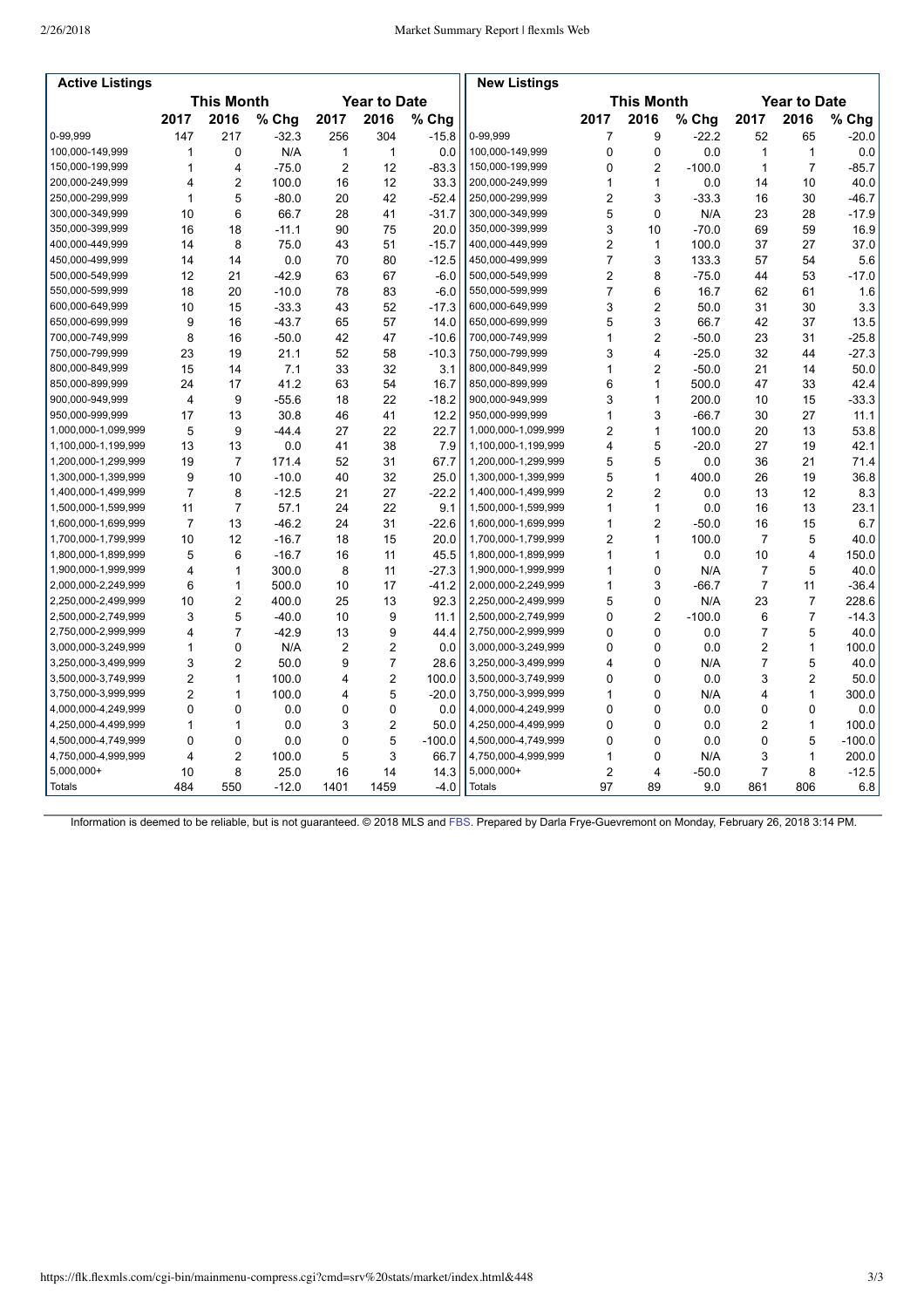| Active Listings | This Month | | | Year to Date | | |
|---|---|---|---|---|---|---|
| | 2017 | 2016 | % Chg | 2017 | 2016 | % Chg |
| 0-99,999 | 147 | 217 | -32.3 | 256 | 304 | -15.8 |
| 100,000-149,999 | 1 | 0 | N/A | 1 | 1 | 0.0 |
| 150,000-199,999 | 1 | 4 | -75.0 | 2 | 12 | -83.3 |
| 200,000-249,999 | 4 | 2 | 100.0 | 16 | 12 | 33.3 |
| 250,000-299,999 | 1 | 5 | -80.0 | 20 | 42 | -52.4 |
| 300,000-349,999 | 10 | 6 | 66.7 | 28 | 41 | -31.7 |
| 350,000-399,999 | 16 | 18 | -11.1 | 90 | 75 | 20.0 |
| 400,000-449,999 | 14 | 8 | 75.0 | 43 | 51 | -15.7 |
| 450,000-499,999 | 14 | 14 | 0.0 | 70 | 80 | -12.5 |
| 500,000-549,999 | 12 | 21 | -42.9 | 63 | 67 | -6.0 |
| 550,000-599,999 | 18 | 20 | -10.0 | 78 | 83 | -6.0 |
| 600,000-649,999 | 10 | 15 | -33.3 | 43 | 52 | -17.3 |
| 650,000-699,999 | 9 | 16 | -43.7 | 65 | 57 | 14.0 |
| 700,000-749,999 | 8 | 16 | -50.0 | 42 | 47 | -10.6 |
| 750,000-799,999 | 23 | 19 | 21.1 | 52 | 58 | -10.3 |
| 800,000-849,999 | 15 | 14 | 7.1 | 33 | 32 | 3.1 |
| 850,000-899,999 | 24 | 17 | 41.2 | 63 | 54 | 16.7 |
| 900,000-949,999 | 4 | 9 | -55.6 | 18 | 22 | -18.2 |
| 950,000-999,999 | 17 | 13 | 30.8 | 46 | 41 | 12.2 |
| 1,000,000-1,099,999 | 5 | 9 | -44.4 | 27 | 22 | 22.7 |
| 1,100,000-1,199,999 | 13 | 13 | 0.0 | 41 | 38 | 7.9 |
| 1,200,000-1,299,999 | 19 | 7 | 171.4 | 52 | 31 | 67.7 |
| 1,300,000-1,399,999 | 9 | 10 | -10.0 | 40 | 32 | 25.0 |
| 1,400,000-1,499,999 | 7 | 8 | -12.5 | 21 | 27 | -22.2 |
| 1,500,000-1,599,999 | 11 | 7 | 57.1 | 24 | 22 | 9.1 |
| 1,600,000-1,699,999 | 7 | 13 | -46.2 | 24 | 31 | -22.6 |
| 1,700,000-1,799,999 | 10 | 12 | -16.7 | 18 | 15 | 20.0 |
| 1,800,000-1,899,999 | 5 | 6 | -16.7 | 16 | 11 | 45.5 |
| 1,900,000-1,999,999 | 4 | 1 | 300.0 | 8 | 11 | -27.3 |
| 2,000,000-2,249,999 | 6 | 1 | 500.0 | 10 | 17 | -41.2 |
| 2,250,000-2,499,999 | 10 | 2 | 400.0 | 25 | 13 | 92.3 |
| 2,500,000-2,749,999 | 3 | 5 | -40.0 | 10 | 9 | 11.1 |
| 2,750,000-2,999,999 | 4 | 7 | -42.9 | 13 | 9 | 44.4 |
| 3,000,000-3,249,999 | 1 | 0 | N/A | 2 | 2 | 0.0 |
| 3,250,000-3,499,999 | 3 | 2 | 50.0 | 9 | 7 | 28.6 |
| 3,500,000-3,749,999 | 2 | 1 | 100.0 | 4 | 2 | 100.0 |
| 3,750,000-3,999,999 | 2 | 1 | 100.0 | 4 | 5 | -20.0 |
| 4,000,000-4,249,999 | 0 | 0 | 0.0 | 0 | 0 | 0.0 |
| 4,250,000-4,499,999 | 1 | 1 | 0.0 | 3 | 2 | 50.0 |
| 4,500,000-4,749,999 | 0 | 0 | 0.0 | 0 | 5 | -100.0 |
| 4,750,000-4,999,999 | 4 | 2 | 100.0 | 5 | 3 | 66.7 |
| 5,000,000+ | 10 | 8 | 25.0 | 16 | 14 | 14.3 |
| Totals | 484 | 550 | -12.0 | 1401 | 1459 | -4.0 |

| New Listings | This Month | | | Year to Date | | |
|---|---|---|---|---|---|---|
| | 2017 | 2016 | % Chg | 2017 | 2016 | % Chg |
| 0-99,999 | 7 | 9 | -22.2 | 52 | 65 | -20.0 |
| 100,000-149,999 | 0 | 0 | 0.0 | 1 | 1 | 0.0 |
| 150,000-199,999 | 0 | 2 | -100.0 | 1 | 7 | -85.7 |
| 200,000-249,999 | 1 | 1 | 0.0 | 14 | 10 | 40.0 |
| 250,000-299,999 | 2 | 3 | -33.3 | 16 | 30 | -46.7 |
| 300,000-349,999 | 5 | 0 | N/A | 23 | 28 | -17.9 |
| 350,000-399,999 | 3 | 10 | -70.0 | 69 | 59 | 16.9 |
| 400,000-449,999 | 2 | 1 | 100.0 | 37 | 27 | 37.0 |
| 450,000-499,999 | 7 | 3 | 133.3 | 57 | 54 | 5.6 |
| 500,000-549,999 | 2 | 8 | -75.0 | 44 | 53 | -17.0 |
| 550,000-599,999 | 7 | 6 | 16.7 | 62 | 61 | 1.6 |
| 600,000-649,999 | 3 | 2 | 50.0 | 31 | 30 | 3.3 |
| 650,000-699,999 | 5 | 3 | 66.7 | 42 | 37 | 13.5 |
| 700,000-749,999 | 1 | 2 | -50.0 | 23 | 31 | -25.8 |
| 750,000-799,999 | 3 | 4 | -25.0 | 32 | 44 | -27.3 |
| 800,000-849,999 | 1 | 2 | -50.0 | 21 | 14 | 50.0 |
| 850,000-899,999 | 6 | 1 | 500.0 | 47 | 33 | 42.4 |
| 900,000-949,999 | 3 | 1 | 200.0 | 10 | 15 | -33.3 |
| 950,000-999,999 | 1 | 3 | -66.7 | 30 | 27 | 11.1 |
| 1,000,000-1,099,999 | 2 | 1 | 100.0 | 20 | 13 | 53.8 |
| 1,100,000-1,199,999 | 4 | 5 | -20.0 | 27 | 19 | 42.1 |
| 1,200,000-1,299,999 | 5 | 5 | 0.0 | 36 | 21 | 71.4 |
| 1,300,000-1,399,999 | 5 | 1 | 400.0 | 26 | 19 | 36.8 |
| 1,400,000-1,499,999 | 2 | 2 | 0.0 | 13 | 12 | 8.3 |
| 1,500,000-1,599,999 | 1 | 1 | 0.0 | 16 | 13 | 23.1 |
| 1,600,000-1,699,999 | 1 | 2 | -50.0 | 16 | 15 | 6.7 |
| 1,700,000-1,799,999 | 2 | 1 | 100.0 | 7 | 5 | 40.0 |
| 1,800,000-1,899,999 | 1 | 1 | 0.0 | 10 | 4 | 150.0 |
| 1,900,000-1,999,999 | 1 | 0 | N/A | 7 | 5 | 40.0 |
| 2,000,000-2,249,999 | 1 | 3 | -66.7 | 7 | 11 | -36.4 |
| 2,250,000-2,499,999 | 5 | 0 | N/A | 23 | 7 | 228.6 |
| 2,500,000-2,749,999 | 0 | 2 | -100.0 | 6 | 7 | -14.3 |
| 2,750,000-2,999,999 | 0 | 0 | 0.0 | 7 | 5 | 40.0 |
| 3,000,000-3,249,999 | 0 | 0 | 0.0 | 2 | 1 | 100.0 |
| 3,250,000-3,499,999 | 4 | 0 | N/A | 7 | 5 | 40.0 |
| 3,500,000-3,749,999 | 0 | 0 | 0.0 | 3 | 2 | 50.0 |
| 3,750,000-3,999,999 | 1 | 0 | N/A | 4 | 1 | 300.0 |
| 4,000,000-4,249,999 | 0 | 0 | 0.0 | 0 | 0 | 0.0 |
| 4,250,000-4,499,999 | 0 | 0 | 0.0 | 2 | 1 | 100.0 |
| 4,500,000-4,749,999 | 0 | 0 | 0.0 | 0 | 5 | -100.0 |
| 4,750,000-4,999,999 | 1 | 0 | N/A | 3 | 1 | 200.0 |
| 5,000,000+ | 2 | 4 | -50.0 | 7 | 8 | -12.5 |
| Totals | 97 | 89 | 9.0 | 861 | 806 | 6.8 |

Information is deemed to be reliable, but is not guaranteed. © 2018 MLS and FBS. Prepared by Darla Frye-Guevremont on Monday, February 26, 2018 3:14 PM.